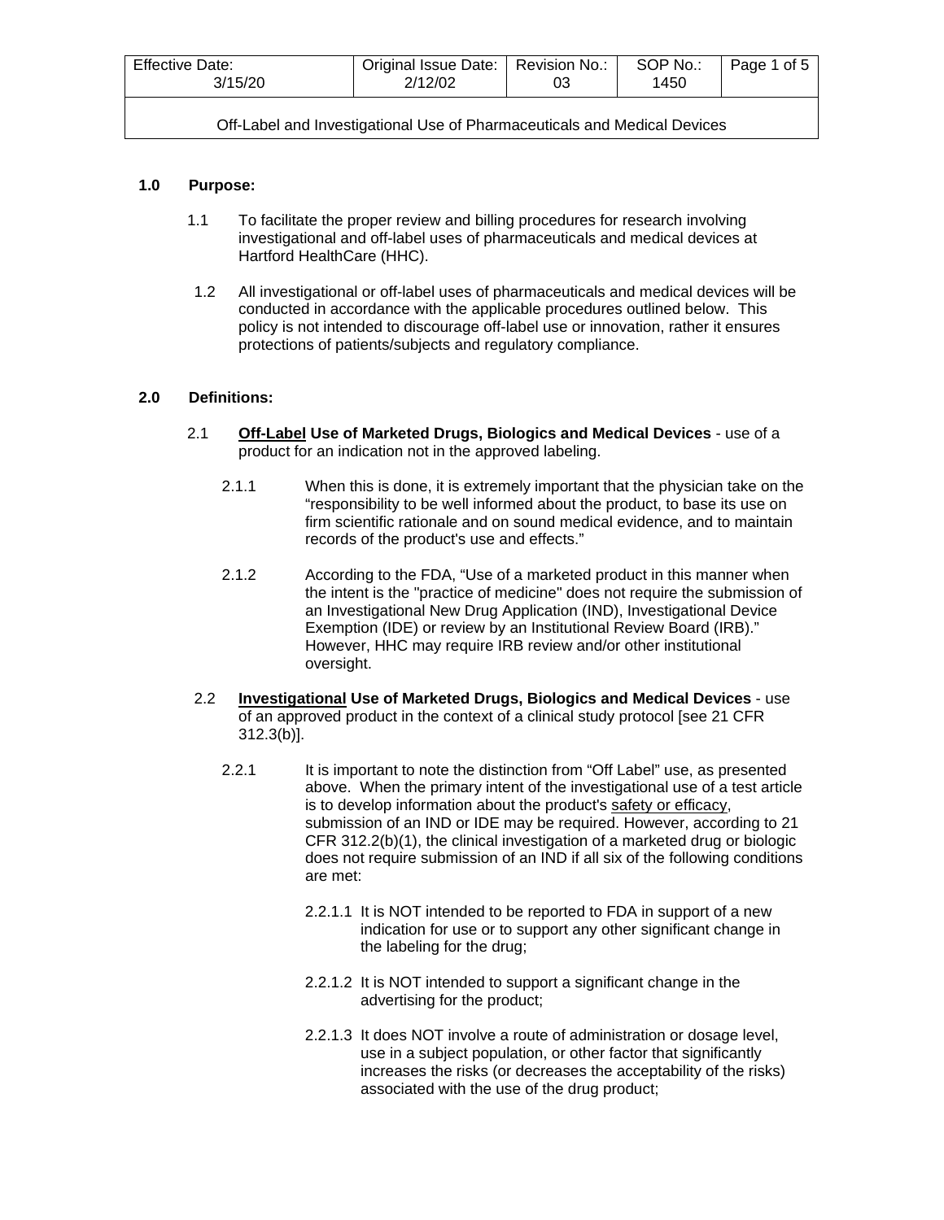| Effective Date: 3/15/20 | Original Issue Date: 2/12/02 | Revision No.: 03 | SOP No.: 1450 |
|---|---|---|---|

Off-Label and Investigational Use of Pharmaceuticals and Medical Devices

**1.0 Purpose:**

1.1 To facilitate the proper review and billing procedures for research involving investigational and off-label uses of pharmaceuticals and medical devices at Hartford HealthCare (HHC).

1.2 All investigational or off-label uses of pharmaceuticals and medical devices will be conducted in accordance with the applicable procedures outlined below. This policy is not intended to discourage off-label use or innovation, rather it ensures protections of patients/subjects and regulatory compliance.

**2.0 Definitions:**

2.1 **<u>Off-Label</u> Use of Marketed Drugs, Biologics and Medical Devices** - use of a product for an indication not in the approved labeling.

2.1.1 When this is done, it is extremely important that the physician take on the "responsibility to be well informed about the product, to base its use on firm scientific rationale and on sound medical evidence, and to maintain records of the product's use and effects."

2.1.2 According to the FDA, "Use of a marketed product in this manner when the intent is the "practice of medicine" does not require the submission of an Investigational New Drug Application (IND), Investigational Device Exemption (IDE) or review by an Institutional Review Board (IRB)." However, HHC may require IRB review and/or other institutional oversight.

2.2 **<u>Investigational</u> Use of Marketed Drugs, Biologics and Medical Devices** - use of an approved product in the context of a clinical study protocol [see 21 CFR 312.3(b)].

2.2.1 It is important to note the distinction from "Off Label" use, as presented above. When the primary intent of the investigational use of a test article is to develop information about the product's <u>safety or efficacy</u>, submission of an IND or IDE may be required. However, according to 21 CFR 312.2(b)(1), the clinical investigation of a marketed drug or biologic does not require submission of an IND if all six of the following conditions are met:

2.2.1.1 It is NOT intended to be reported to FDA in support of a new indication for use or to support any other significant change in the labeling for the drug;

2.2.1.2 It is NOT intended to support a significant change in the advertising for the product;

2.2.1.3 It does NOT involve a route of administration or dosage level, use in a subject population, or other factor that significantly increases the risks (or decreases the acceptability of the risks) associated with the use of the drug product;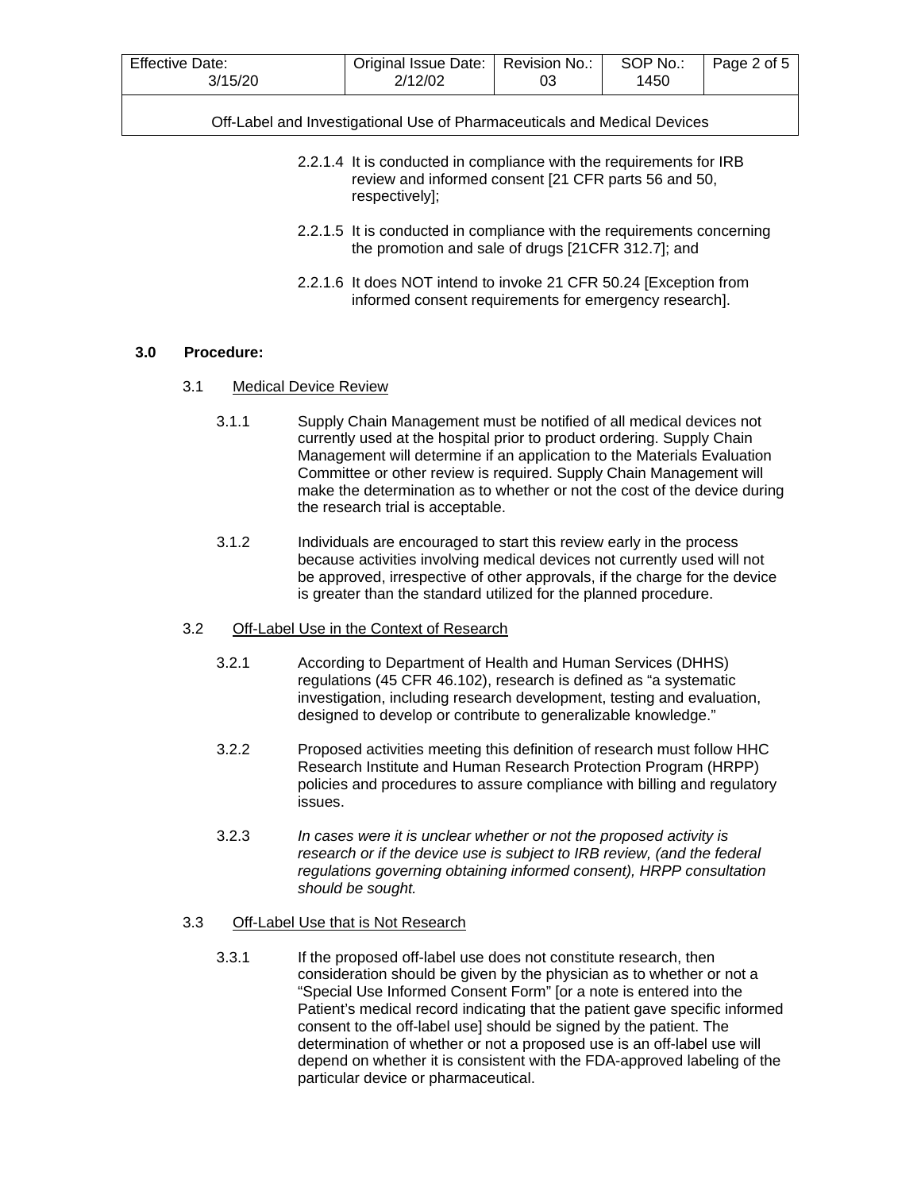2.2.1.4 It is conducted in compliance with the requirements for IRB review and informed consent [21 CFR parts 56 and 50, respectively];

2.2.1.5 It is conducted in compliance with the requirements concerning the promotion and sale of drugs [21CFR 312.7]; and

2.2.1.6 It does NOT intend to invoke 21 CFR 50.24 [Exception from informed consent requirements for emergency research].

## 3.0 Procedure:

### 3.1 Medical Device Review

3.1.1 Supply Chain Management must be notified of all medical devices not currently used at the hospital prior to product ordering. Supply Chain Management will determine if an application to the Materials Evaluation Committee or other review is required. Supply Chain Management will make the determination as to whether or not the cost of the device during the research trial is acceptable.

3.1.2 Individuals are encouraged to start this review early in the process because activities involving medical devices not currently used will not be approved, irrespective of other approvals, if the charge for the device is greater than the standard utilized for the planned procedure.

### 3.2 Off-Label Use in the Context of Research

3.2.1 According to Department of Health and Human Services (DHHS) regulations (45 CFR 46.102), research is defined as "a systematic investigation, including research development, testing and evaluation, designed to develop or contribute to generalizable knowledge."

3.2.2 Proposed activities meeting this definition of research must follow HHC Research Institute and Human Research Protection Program (HRPP) policies and procedures to assure compliance with billing and regulatory issues.

3.2.3 *In cases were it is unclear whether or not the proposed activity is research or if the device use is subject to IRB review, (and the federal regulations governing obtaining informed consent), HRPP consultation should be sought.*

### 3.3 Off-Label Use that is Not Research

3.3.1 If the proposed off-label use does not constitute research, then consideration should be given by the physician as to whether or not a "Special Use Informed Consent Form" [or a note is entered into the Patient's medical record indicating that the patient gave specific informed consent to the off-label use] should be signed by the patient. The determination of whether or not a proposed use is an off-label use will depend on whether it is consistent with the FDA-approved labeling of the particular device or pharmaceutical.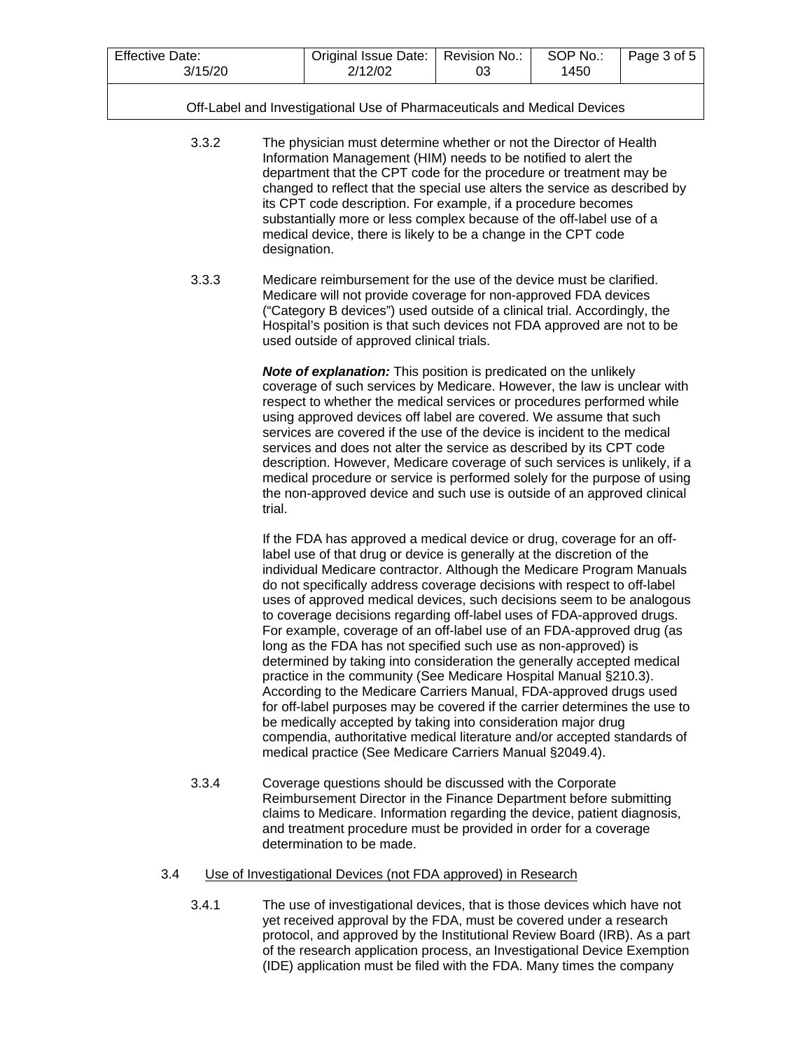3.3.2 The physician must determine whether or not the Director of Health Information Management (HIM) needs to be notified to alert the department that the CPT code for the procedure or treatment may be changed to reflect that the special use alters the service as described by its CPT code description. For example, if a procedure becomes substantially more or less complex because of the off-label use of a medical device, there is likely to be a change in the CPT code designation.

3.3.3 Medicare reimbursement for the use of the device must be clarified. Medicare will not provide coverage for non-approved FDA devices ("Category B devices") used outside of a clinical trial. Accordingly, the Hospital's position is that such devices not FDA approved are not to be used outside of approved clinical trials.

***Note of explanation:*** This position is predicated on the unlikely coverage of such services by Medicare. However, the law is unclear with respect to whether the medical services or procedures performed while using approved devices off label are covered. We assume that such services are covered if the use of the device is incident to the medical services and does not alter the service as described by its CPT code description. However, Medicare coverage of such services is unlikely, if a medical procedure or service is performed solely for the purpose of using the non-approved device and such use is outside of an approved clinical trial.

If the FDA has approved a medical device or drug, coverage for an off-label use of that drug or device is generally at the discretion of the individual Medicare contractor. Although the Medicare Program Manuals do not specifically address coverage decisions with respect to off-label uses of approved medical devices, such decisions seem to be analogous to coverage decisions regarding off-label uses of FDA-approved drugs. For example, coverage of an off-label use of an FDA-approved drug (as long as the FDA has not specified such use as non-approved) is determined by taking into consideration the generally accepted medical practice in the community (See Medicare Hospital Manual §210.3). According to the Medicare Carriers Manual, FDA-approved drugs used for off-label purposes may be covered if the carrier determines the use to be medically accepted by taking into consideration major drug compendia, authoritative medical literature and/or accepted standards of medical practice (See Medicare Carriers Manual §2049.4).

3.3.4 Coverage questions should be discussed with the Corporate Reimbursement Director in the Finance Department before submitting claims to Medicare. Information regarding the device, patient diagnosis, and treatment procedure must be provided in order for a coverage determination to be made.

3.4 Use of Investigational Devices (not FDA approved) in Research

3.4.1 The use of investigational devices, that is those devices which have not yet received approval by the FDA, must be covered under a research protocol, and approved by the Institutional Review Board (IRB). As a part of the research application process, an Investigational Device Exemption (IDE) application must be filed with the FDA. Many times the company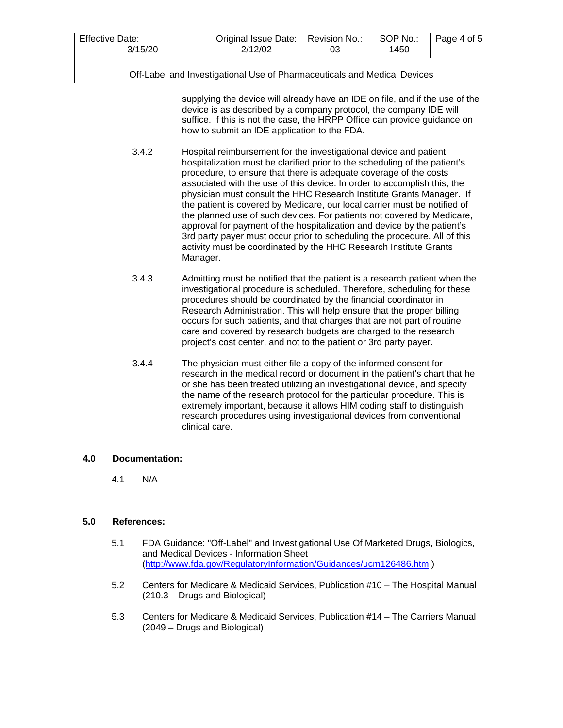supplying the device will already have an IDE on file, and if the use of the device is as described by a company protocol, the company IDE will suffice. If this is not the case, the HRPP Office can provide guidance on how to submit an IDE application to the FDA.

3.4.2 Hospital reimbursement for the investigational device and patient hospitalization must be clarified prior to the scheduling of the patient's procedure, to ensure that there is adequate coverage of the costs associated with the use of this device. In order to accomplish this, the physician must consult the HHC Research Institute Grants Manager. If the patient is covered by Medicare, our local carrier must be notified of the planned use of such devices. For patients not covered by Medicare, approval for payment of the hospitalization and device by the patient's 3rd party payer must occur prior to scheduling the procedure. All of this activity must be coordinated by the HHC Research Institute Grants Manager.

3.4.3 Admitting must be notified that the patient is a research patient when the investigational procedure is scheduled. Therefore, scheduling for these procedures should be coordinated by the financial coordinator in Research Administration. This will help ensure that the proper billing occurs for such patients, and that charges that are not part of routine care and covered by research budgets are charged to the research project's cost center, and not to the patient or 3rd party payer.

3.4.4 The physician must either file a copy of the informed consent for research in the medical record or document in the patient's chart that he or she has been treated utilizing an investigational device, and specify the name of the research protocol for the particular procedure. This is extremely important, because it allows HIM coding staff to distinguish research procedures using investigational devices from conventional clinical care.

## 4.0 Documentation:

4.1 N/A

## 5.0 References:

5.1 FDA Guidance: "Off-Label" and Investigational Use Of Marketed Drugs, Biologics, and Medical Devices - Information Sheet (http://www.fda.gov/RegulatoryInformation/Guidances/ucm126486.htm )

5.2 Centers for Medicare & Medicaid Services, Publication #10 – The Hospital Manual (210.3 – Drugs and Biological)

5.3 Centers for Medicare & Medicaid Services, Publication #14 – The Carriers Manual (2049 – Drugs and Biological)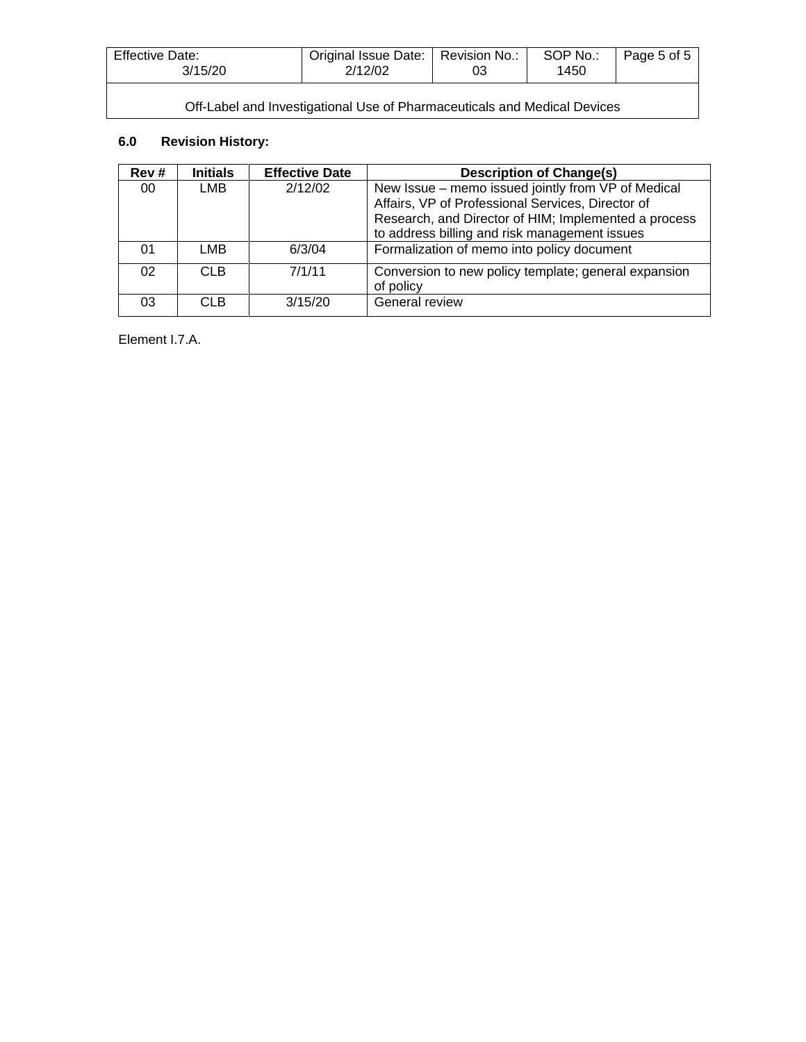## 6.0 Revision History:

| Rev # | Initials | Effective Date | Description of Change(s) |
|---|---|---|---|
| 00 | LMB | 2/12/02 | New Issue – memo issued jointly from VP of Medical Affairs, VP of Professional Services, Director of Research, and Director of HIM; Implemented a process to address billing and risk management issues |
| 01 | LMB | 6/3/04 | Formalization of memo into policy document |
| 02 | CLB | 7/1/11 | Conversion to new policy template; general expansion of policy |
| 03 | CLB | 3/15/20 | General review |

Element I.7.A.